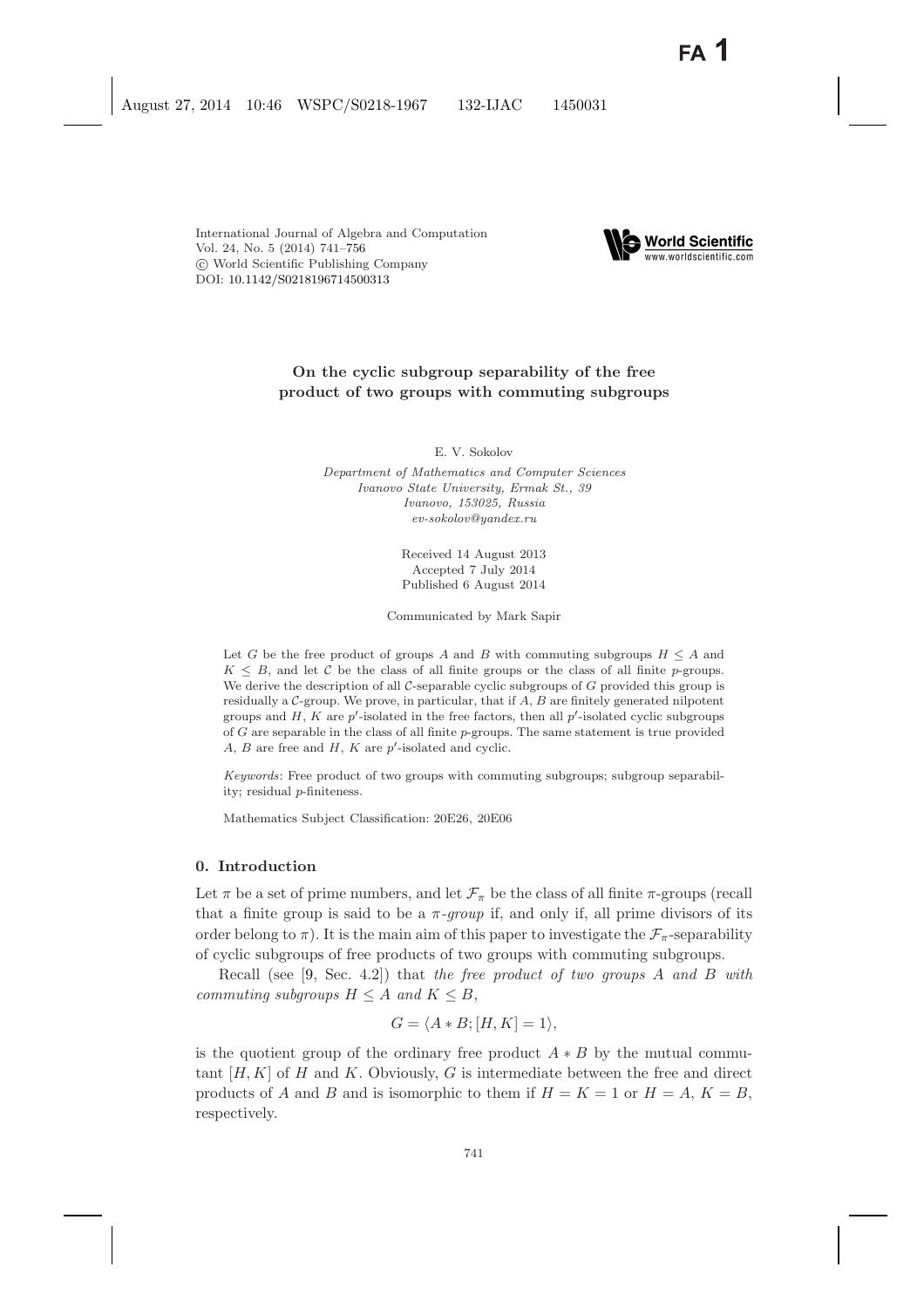International Journal of Algebra and Computation
Vol. 24, No. 5 (2014) 741–756
© World Scientific Publishing Company
DOI: 10.1142/S0218196714500313

# On the cyclic subgroup separability of the free product of two groups with commuting subgroups

E. V. Sokolov

*Department of Mathematics and Computer Sciences*
*Ivanovo State University, Ermak St., 39*
*Ivanovo, 153025, Russia*
*ev-sokolov@yandex.ru*

Received 14 August 2013
Accepted 7 July 2014
Published 6 August 2014

Communicated by Mark Sapir

Let $G$ be the free product of groups $A$ and $B$ with commuting subgroups $H \leq A$ and $K \leq B$, and let $\mathcal{C}$ be the class of all finite groups or the class of all finite $p$-groups. We derive the description of all $\mathcal{C}$-separable cyclic subgroups of $G$ provided this group is residually a $\mathcal{C}$-group. We prove, in particular, that if $A$, $B$ are finitely generated nilpotent groups and $H$, $K$ are $p'$-isolated in the free factors, then all $p'$-isolated cyclic subgroups of $G$ are separable in the class of all finite $p$-groups. The same statement is true provided $A$, $B$ are free and $H$, $K$ are $p'$-isolated and cyclic.

*Keywords*: Free product of two groups with commuting subgroups; subgroup separability; residual $p$-finiteness.

Mathematics Subject Classification: 20E26, 20E06

## 0. Introduction

Let $\pi$ be a set of prime numbers, and let $\mathcal{F}_\pi$ be the class of all finite $\pi$-groups (recall that a finite group is said to be a *$\pi$-group* if, and only if, all prime divisors of its order belong to $\pi$). It is the main aim of this paper to investigate the $\mathcal{F}_\pi$-separability of cyclic subgroups of free products of two groups with commuting subgroups.

Recall (see [9, Sec. 4.2]) that *the free product of two groups $A$ and $B$ with commuting subgroups $H \leq A$ and $K \leq B$*,

$$G = \langle A * B; [H, K] = 1 \rangle,$$

is the quotient group of the ordinary free product $A * B$ by the mutual commutant $[H, K]$ of $H$ and $K$. Obviously, $G$ is intermediate between the free and direct products of $A$ and $B$ and is isomorphic to them if $H = K = 1$ or $H = A$, $K = B$, respectively.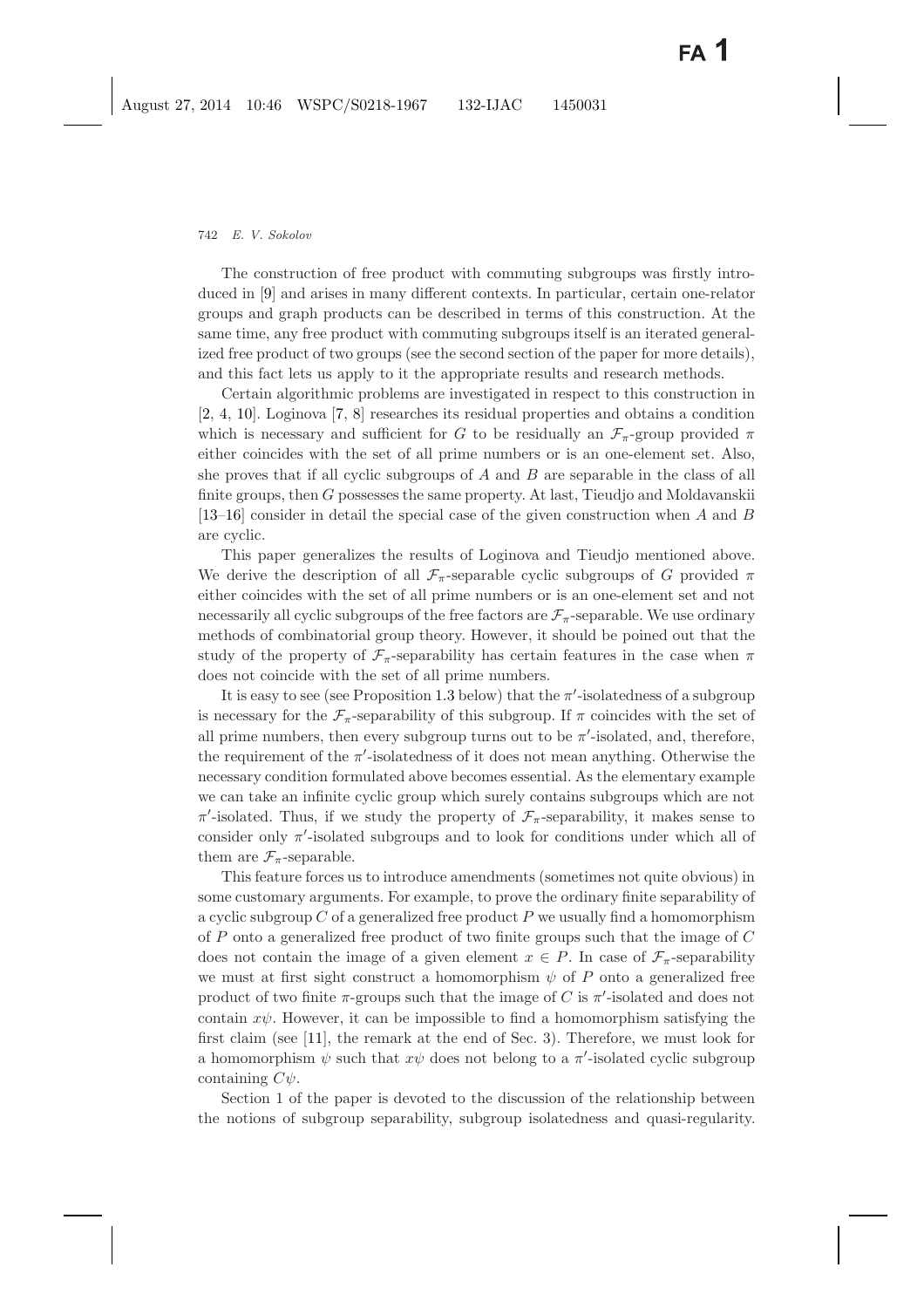The construction of free product with commuting subgroups was firstly introduced in [9] and arises in many different contexts. In particular, certain one-relator groups and graph products can be described in terms of this construction. At the same time, any free product with commuting subgroups itself is an iterated generalized free product of two groups (see the second section of the paper for more details), and this fact lets us apply to it the appropriate results and research methods.

Certain algorithmic problems are investigated in respect to this construction in [2, 4, 10]. Loginova [7, 8] researches its residual properties and obtains a condition which is necessary and sufficient for $G$ to be residually an $\mathcal{F}_\pi$-group provided $\pi$ either coincides with the set of all prime numbers or is an one-element set. Also, she proves that if all cyclic subgroups of $A$ and $B$ are separable in the class of all finite groups, then $G$ possesses the same property. At last, Tieudjo and Moldavanskii [13–16] consider in detail the special case of the given construction when $A$ and $B$ are cyclic.

This paper generalizes the results of Loginova and Tieudjo mentioned above. We derive the description of all $\mathcal{F}_\pi$-separable cyclic subgroups of $G$ provided $\pi$ either coincides with the set of all prime numbers or is an one-element set and not necessarily all cyclic subgroups of the free factors are $\mathcal{F}_\pi$-separable. We use ordinary methods of combinatorial group theory. However, it should be poined out that the study of the property of $\mathcal{F}_\pi$-separability has certain features in the case when $\pi$ does not coincide with the set of all prime numbers.

It is easy to see (see Proposition 1.3 below) that the $\pi'$-isolatedness of a subgroup is necessary for the $\mathcal{F}_\pi$-separability of this subgroup. If $\pi$ coincides with the set of all prime numbers, then every subgroup turns out to be $\pi'$-isolated, and, therefore, the requirement of the $\pi'$-isolatedness of it does not mean anything. Otherwise the necessary condition formulated above becomes essential. As the elementary example we can take an infinite cyclic group which surely contains subgroups which are not $\pi'$-isolated. Thus, if we study the property of $\mathcal{F}_\pi$-separability, it makes sense to consider only $\pi'$-isolated subgroups and to look for conditions under which all of them are $\mathcal{F}_\pi$-separable.

This feature forces us to introduce amendments (sometimes not quite obvious) in some customary arguments. For example, to prove the ordinary finite separability of a cyclic subgroup $C$ of a generalized free product $P$ we usually find a homomorphism of $P$ onto a generalized free product of two finite groups such that the image of $C$ does not contain the image of a given element $x \in P$. In case of $\mathcal{F}_\pi$-separability we must at first sight construct a homomorphism $\psi$ of $P$ onto a generalized free product of two finite $\pi$-groups such that the image of $C$ is $\pi'$-isolated and does not contain $x\psi$. However, it can be impossible to find a homomorphism satisfying the first claim (see [11], the remark at the end of Sec. 3). Therefore, we must look for a homomorphism $\psi$ such that $x\psi$ does not belong to a $\pi'$-isolated cyclic subgroup containing $C\psi$.

Section 1 of the paper is devoted to the discussion of the relationship between the notions of subgroup separability, subgroup isolatedness and quasi-regularity.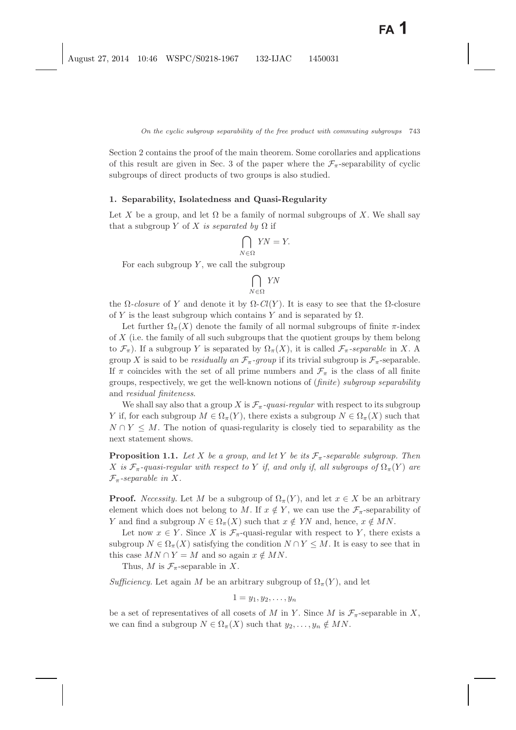Section 2 contains the proof of the main theorem. Some corollaries and applications of this result are given in Sec. 3 of the paper where the $\mathcal{F}_\pi$-separability of cyclic subgroups of direct products of two groups is also studied.

## 1. Separability, Isolatedness and Quasi-Regularity

Let $X$ be a group, and let $\Omega$ be a family of normal subgroups of $X$. We shall say that a subgroup $Y$ of $X$ *is separated by* $\Omega$ if

$$\bigcap_{N \in \Omega} YN = Y.$$

For each subgroup $Y$, we call the subgroup

$$\bigcap_{N \in \Omega} YN$$

the $\Omega$-*closure* of $Y$ and denote it by $\Omega$-$Cl(Y)$. It is easy to see that the $\Omega$-closure of $Y$ is the least subgroup which contains $Y$ and is separated by $\Omega$.

Let further $\Omega_\pi(X)$ denote the family of all normal subgroups of finite $\pi$-index of $X$ (i.e. the family of all such subgroups that the quotient groups by them belong to $\mathcal{F}_\pi$). If a subgroup $Y$ is separated by $\Omega_\pi(X)$, it is called $\mathcal{F}_\pi$-*separable* in $X$. A group $X$ is said to be *residually an* $\mathcal{F}_\pi$-*group* if its trivial subgroup is $\mathcal{F}_\pi$-separable. If $\pi$ coincides with the set of all prime numbers and $\mathcal{F}_\pi$ is the class of all finite groups, respectively, we get the well-known notions of (*finite*) *subgroup separability* and *residual finiteness*.

We shall say also that a group $X$ is $\mathcal{F}_\pi$-*quasi-regular* with respect to its subgroup $Y$ if, for each subgroup $M \in \Omega_\pi(Y)$, there exists a subgroup $N \in \Omega_\pi(X)$ such that $N \cap Y \leq M$. The notion of quasi-regularity is closely tied to separability as the next statement shows.

**Proposition 1.1.** *Let $X$ be a group, and let $Y$ be its $\mathcal{F}_\pi$-separable subgroup. Then $X$ is $\mathcal{F}_\pi$-quasi-regular with respect to $Y$ if, and only if, all subgroups of $\Omega_\pi(Y)$ are $\mathcal{F}_\pi$-separable in $X$.*

**Proof.** *Necessity.* Let $M$ be a subgroup of $\Omega_\pi(Y)$, and let $x \in X$ be an arbitrary element which does not belong to $M$. If $x \notin Y$, we can use the $\mathcal{F}_\pi$-separability of $Y$ and find a subgroup $N \in \Omega_\pi(X)$ such that $x \notin YN$ and, hence, $x \notin MN$.

Let now $x \in Y$. Since $X$ is $\mathcal{F}_\pi$-quasi-regular with respect to $Y$, there exists a subgroup $N \in \Omega_\pi(X)$ satisfying the condition $N \cap Y \leq M$. It is easy to see that in this case $MN \cap Y = M$ and so again $x \notin MN$.

Thus, $M$ is $\mathcal{F}_\pi$-separable in $X$.

*Sufficiency.* Let again $M$ be an arbitrary subgroup of $\Omega_\pi(Y)$, and let

$$1 = y_1, y_2, \ldots, y_n$$

be a set of representatives of all cosets of $M$ in $Y$. Since $M$ is $\mathcal{F}_\pi$-separable in $X$, we can find a subgroup $N \in \Omega_\pi(X)$ such that $y_2, \ldots, y_n \notin MN$.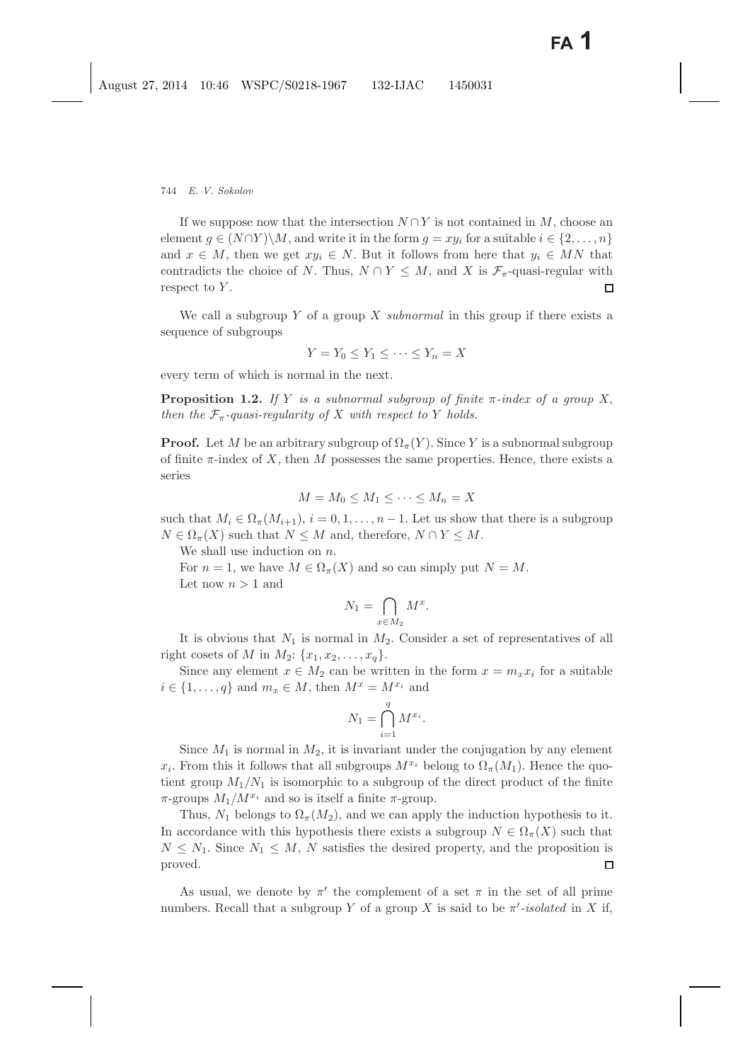If we suppose now that the intersection $N \cap Y$ is not contained in $M$, choose an element $g \in (N \cap Y) \backslash M$, and write it in the form $g = xy_i$ for a suitable $i \in \{2, \ldots, n\}$ and $x \in M$, then we get $xy_i \in N$. But it follows from here that $y_i \in MN$ that contradicts the choice of $N$. Thus, $N \cap Y \leq M$, and $X$ is $\mathcal{F}_\pi$-quasi-regular with respect to $Y$. ☐

We call a subgroup $Y$ of a group $X$ *subnormal* in this group if there exists a sequence of subgroups

$$Y = Y_0 \leq Y_1 \leq \cdots \leq Y_n = X$$

every term of which is normal in the next.

**Proposition 1.2.** *If $Y$ is a subnormal subgroup of finite $\pi$-index of a group $X$, then the $\mathcal{F}_\pi$-quasi-regularity of $X$ with respect to $Y$ holds.*

**Proof.** Let $M$ be an arbitrary subgroup of $\Omega_\pi(Y)$. Since $Y$ is a subnormal subgroup of finite $\pi$-index of $X$, then $M$ possesses the same properties. Hence, there exists a series

$$M = M_0 \leq M_1 \leq \cdots \leq M_n = X$$

such that $M_i \in \Omega_\pi(M_{i+1})$, $i = 0, 1, \ldots, n-1$. Let us show that there is a subgroup $N \in \Omega_\pi(X)$ such that $N \leq M$ and, therefore, $N \cap Y \leq M$.

We shall use induction on $n$.

For $n = 1$, we have $M \in \Omega_\pi(X)$ and so can simply put $N = M$.

Let now $n > 1$ and

$$N_1 = \bigcap_{x \in M_2} M^x.$$

It is obvious that $N_1$ is normal in $M_2$. Consider a set of representatives of all right cosets of $M$ in $M_2$: $\{x_1, x_2, \ldots, x_q\}$.

Since any element $x \in M_2$ can be written in the form $x = m_x x_i$ for a suitable $i \in \{1, \ldots, q\}$ and $m_x \in M$, then $M^x = M^{x_i}$ and

$$N_1 = \bigcap_{i=1}^{q} M^{x_i}.$$

Since $M_1$ is normal in $M_2$, it is invariant under the conjugation by any element $x_i$. From this it follows that all subgroups $M^{x_i}$ belong to $\Omega_\pi(M_1)$. Hence the quotient group $M_1/N_1$ is isomorphic to a subgroup of the direct product of the finite $\pi$-groups $M_1/M^{x_i}$ and so is itself a finite $\pi$-group.

Thus, $N_1$ belongs to $\Omega_\pi(M_2)$, and we can apply the induction hypothesis to it. In accordance with this hypothesis there exists a subgroup $N \in \Omega_\pi(X)$ such that $N \leq N_1$. Since $N_1 \leq M$, $N$ satisfies the desired property, and the proposition is proved. ☐

As usual, we denote by $\pi'$ the complement of a set $\pi$ in the set of all prime numbers. Recall that a subgroup $Y$ of a group $X$ is said to be *$\pi'$-isolated* in $X$ if,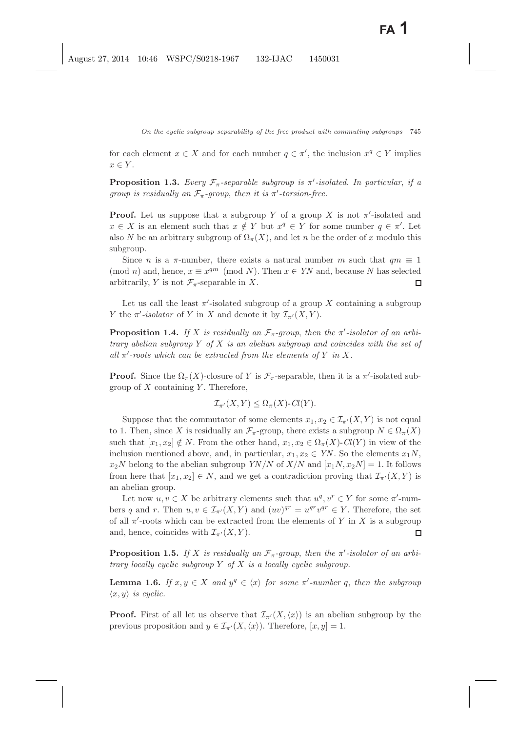for each element $x \in X$ and for each number $q \in \pi'$, the inclusion $x^q \in Y$ implies $x \in Y$.

**Proposition 1.3.** *Every $\mathcal{F}_\pi$-separable subgroup is $\pi'$-isolated. In particular, if a group is residually an $\mathcal{F}_\pi$-group, then it is $\pi'$-torsion-free.*

**Proof.** Let us suppose that a subgroup $Y$ of a group $X$ is not $\pi'$-isolated and $x \in X$ is an element such that $x \notin Y$ but $x^q \in Y$ for some number $q \in \pi'$. Let also $N$ be an arbitrary subgroup of $\Omega_\pi(X)$, and let $n$ be the order of $x$ modulo this subgroup.

Since $n$ is a $\pi$-number, there exists a natural number $m$ such that $qm \equiv 1 \pmod{n}$ and, hence, $x \equiv x^{qm} \pmod{N}$. Then $x \in YN$ and, because $N$ has selected arbitrarily, $Y$ is not $\mathcal{F}_\pi$-separable in $X$. $\square$

Let us call the least $\pi'$-isolated subgroup of a group $X$ containing a subgroup $Y$ the *$\pi'$-isolator* of $Y$ in $X$ and denote it by $\mathcal{I}_{\pi'}(X, Y)$.

**Proposition 1.4.** *If $X$ is residually an $\mathcal{F}_\pi$-group, then the $\pi'$-isolator of an arbitrary abelian subgroup $Y$ of $X$ is an abelian subgroup and coincides with the set of all $\pi'$-roots which can be extracted from the elements of $Y$ in $X$.*

**Proof.** Since the $\Omega_\pi(X)$-closure of $Y$ is $\mathcal{F}_\pi$-separable, then it is a $\pi'$-isolated subgroup of $X$ containing $Y$. Therefore,

$$\mathcal{I}_{\pi'}(X, Y) \leq \Omega_\pi(X)\text{-}Cl(Y).$$

Suppose that the commutator of some elements $x_1, x_2 \in \mathcal{I}_{\pi'}(X, Y)$ is not equal to 1. Then, since $X$ is residually an $\mathcal{F}_\pi$-group, there exists a subgroup $N \in \Omega_\pi(X)$ such that $[x_1, x_2] \notin N$. From the other hand, $x_1, x_2 \in \Omega_\pi(X)\text{-}Cl(Y)$ in view of the inclusion mentioned above, and, in particular, $x_1, x_2 \in YN$. So the elements $x_1N$, $x_2N$ belong to the abelian subgroup $YN/N$ of $X/N$ and $[x_1N, x_2N] = 1$. It follows from here that $[x_1, x_2] \in N$, and we get a contradiction proving that $\mathcal{I}_{\pi'}(X, Y)$ is an abelian group.

Let now $u, v \in X$ be arbitrary elements such that $u^q, v^r \in Y$ for some $\pi'$-numbers $q$ and $r$. Then $u, v \in \mathcal{I}_{\pi'}(X, Y)$ and $(uv)^{qr} = u^{qr}v^{qr} \in Y$. Therefore, the set of all $\pi'$-roots which can be extracted from the elements of $Y$ in $X$ is a subgroup and, hence, coincides with $\mathcal{I}_{\pi'}(X, Y)$. $\square$

**Proposition 1.5.** *If $X$ is residually an $\mathcal{F}_\pi$-group, then the $\pi'$-isolator of an arbitrary locally cyclic subgroup $Y$ of $X$ is a locally cyclic subgroup.*

**Lemma 1.6.** *If $x, y \in X$ and $y^q \in \langle x \rangle$ for some $\pi'$-number $q$, then the subgroup $\langle x, y \rangle$ is cyclic.*

**Proof.** First of all let us observe that $\mathcal{I}_{\pi'}(X, \langle x \rangle)$ is an abelian subgroup by the previous proposition and $y \in \mathcal{I}_{\pi'}(X, \langle x \rangle)$. Therefore, $[x, y] = 1$.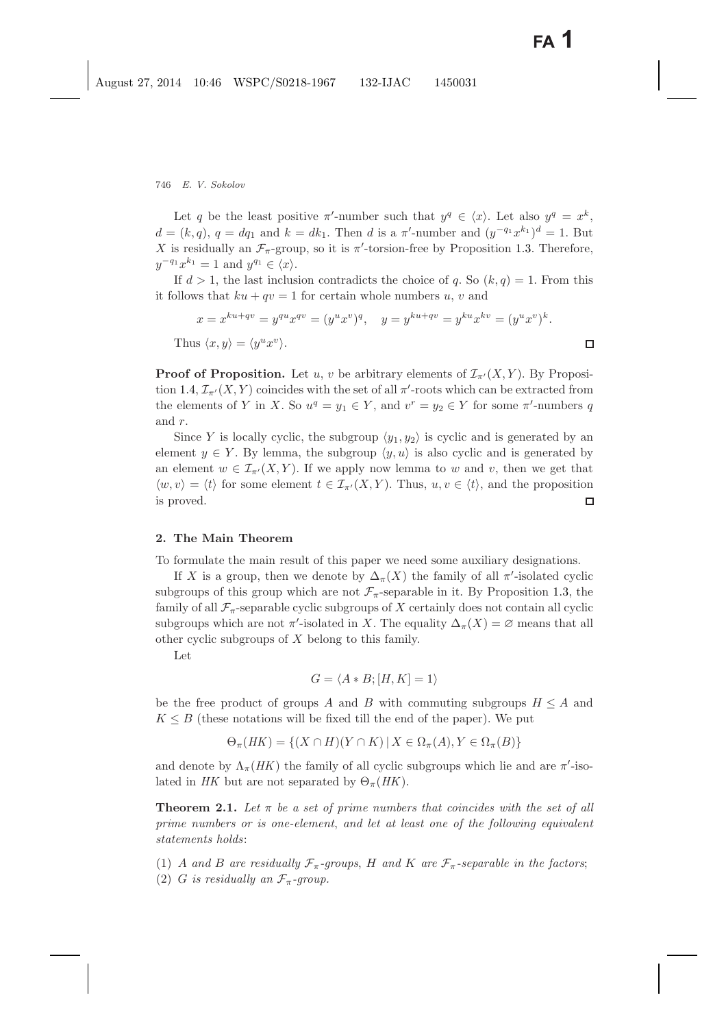Let $q$ be the least positive $\pi'$-number such that $y^q \in \langle x \rangle$. Let also $y^q = x^k$, $d = (k, q)$, $q = dq_1$ and $k = dk_1$. Then $d$ is a $\pi'$-number and $(y^{-q_1}x^{k_1})^d = 1$. But $X$ is residually an $\mathcal{F}_\pi$-group, so it is $\pi'$-torsion-free by Proposition 1.3. Therefore, $y^{-q_1}x^{k_1} = 1$ and $y^{q_1} \in \langle x \rangle$.

If $d > 1$, the last inclusion contradicts the choice of $q$. So $(k, q) = 1$. From this it follows that $ku + qv = 1$ for certain whole numbers $u$, $v$ and

$$x = x^{ku+qv} = y^{qu}x^{qv} = (y^u x^v)^q, \quad y = y^{ku+qv} = y^{ku}x^{kv} = (y^u x^v)^k.$$

Thus $\langle x, y \rangle = \langle y^u x^v \rangle$. □

**Proof of Proposition.** Let $u$, $v$ be arbitrary elements of $\mathcal{I}_{\pi'}(X, Y)$. By Proposition 1.4, $\mathcal{I}_{\pi'}(X, Y)$ coincides with the set of all $\pi'$-roots which can be extracted from the elements of $Y$ in $X$. So $u^q = y_1 \in Y$, and $v^r = y_2 \in Y$ for some $\pi'$-numbers $q$ and $r$.

Since $Y$ is locally cyclic, the subgroup $\langle y_1, y_2 \rangle$ is cyclic and is generated by an element $y \in Y$. By lemma, the subgroup $\langle y, u \rangle$ is also cyclic and is generated by an element $w \in \mathcal{I}_{\pi'}(X, Y)$. If we apply now lemma to $w$ and $v$, then we get that $\langle w, v \rangle = \langle t \rangle$ for some element $t \in \mathcal{I}_{\pi'}(X, Y)$. Thus, $u, v \in \langle t \rangle$, and the proposition is proved. □

## 2. The Main Theorem

To formulate the main result of this paper we need some auxiliary designations.

If $X$ is a group, then we denote by $\Delta_\pi(X)$ the family of all $\pi'$-isolated cyclic subgroups of this group which are not $\mathcal{F}_\pi$-separable in it. By Proposition 1.3, the family of all $\mathcal{F}_\pi$-separable cyclic subgroups of $X$ certainly does not contain all cyclic subgroups which are not $\pi'$-isolated in $X$. The equality $\Delta_\pi(X) = \varnothing$ means that all other cyclic subgroups of $X$ belong to this family.

Let

$$G = \langle A * B; [H, K] = 1 \rangle$$

be the free product of groups $A$ and $B$ with commuting subgroups $H \leq A$ and $K \leq B$ (these notations will be fixed till the end of the paper). We put

$$\Theta_\pi(HK) = \{(X \cap H)(Y \cap K) \mid X \in \Omega_\pi(A), Y \in \Omega_\pi(B)\}$$

and denote by $\Lambda_\pi(HK)$ the family of all cyclic subgroups which lie and are $\pi'$-isolated in $HK$ but are not separated by $\Theta_\pi(HK)$.

**Theorem 2.1.** *Let $\pi$ be a set of prime numbers that coincides with the set of all prime numbers or is one-element, and let at least one of the following equivalent statements holds*:

(1) *$A$ and $B$ are residually $\mathcal{F}_\pi$-groups, $H$ and $K$ are $\mathcal{F}_\pi$-separable in the factors*;
(2) *$G$ is residually an $\mathcal{F}_\pi$-group.*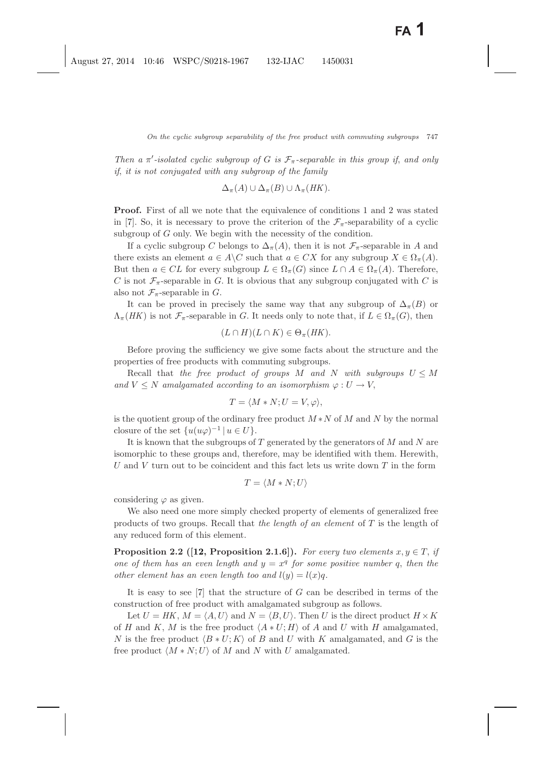*Then a $\pi'$-isolated cyclic subgroup of $G$ is $\mathcal{F}_\pi$-separable in this group if, and only if, it is not conjugated with any subgroup of the family*

$$\Delta_\pi(A) \cup \Delta_\pi(B) \cup \Lambda_\pi(HK).$$

**Proof.** First of all we note that the equivalence of conditions 1 and 2 was stated in [7]. So, it is necessary to prove the criterion of the $\mathcal{F}_\pi$-separability of a cyclic subgroup of $G$ only. We begin with the necessity of the condition.

If a cyclic subgroup $C$ belongs to $\Delta_\pi(A)$, then it is not $\mathcal{F}_\pi$-separable in $A$ and there exists an element $a \in A \backslash C$ such that $a \in CX$ for any subgroup $X \in \Omega_\pi(A)$. But then $a \in CL$ for every subgroup $L \in \Omega_\pi(G)$ since $L \cap A \in \Omega_\pi(A)$. Therefore, $C$ is not $\mathcal{F}_\pi$-separable in $G$. It is obvious that any subgroup conjugated with $C$ is also not $\mathcal{F}_\pi$-separable in $G$.

It can be proved in precisely the same way that any subgroup of $\Delta_\pi(B)$ or $\Lambda_\pi(HK)$ is not $\mathcal{F}_\pi$-separable in $G$. It needs only to note that, if $L \in \Omega_\pi(G)$, then

$$(L \cap H)(L \cap K) \in \Theta_\pi(HK).$$

Before proving the sufficiency we give some facts about the structure and the properties of free products with commuting subgroups.

Recall that *the free product of groups $M$ and $N$ with subgroups $U \leq M$ and $V \leq N$ amalgamated according to an isomorphism $\varphi : U \to V$,*

$$T = \langle M * N; U = V, \varphi\rangle,$$

is the quotient group of the ordinary free product $M * N$ of $M$ and $N$ by the normal closure of the set $\{u(u\varphi)^{-1} \mid u \in U\}$.

It is known that the subgroups of $T$ generated by the generators of $M$ and $N$ are isomorphic to these groups and, therefore, may be identified with them. Herewith, $U$ and $V$ turn out to be coincident and this fact lets us write down $T$ in the form

$$T = \langle M * N; U\rangle$$

considering $\varphi$ as given.

We also need one more simply checked property of elements of generalized free products of two groups. Recall that *the length of an element* of $T$ is the length of any reduced form of this element.

**Proposition 2.2 ([12, Proposition 2.1.6]).** *For every two elements $x, y \in T$, if one of them has an even length and $y = x^q$ for some positive number $q$, then the other element has an even length too and $l(y) = l(x)q$.*

It is easy to see [7] that the structure of $G$ can be described in terms of the construction of free product with amalgamated subgroup as follows.

Let $U = HK$, $M = \langle A, U\rangle$ and $N = \langle B, U\rangle$. Then $U$ is the direct product $H \times K$ of $H$ and $K$, $M$ is the free product $\langle A * U; H\rangle$ of $A$ and $U$ with $H$ amalgamated, $N$ is the free product $\langle B * U; K\rangle$ of $B$ and $U$ with $K$ amalgamated, and $G$ is the free product $\langle M * N; U\rangle$ of $M$ and $N$ with $U$ amalgamated.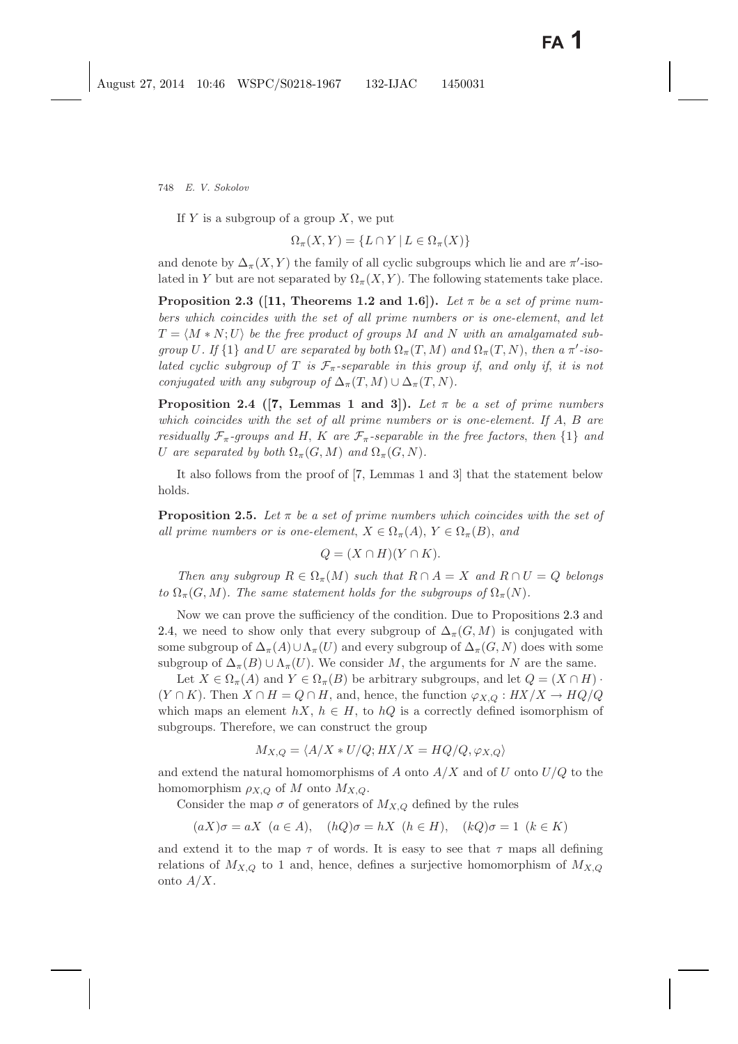If $Y$ is a subgroup of a group $X$, we put

$$\Omega_\pi(X, Y) = \{L \cap Y \mid L \in \Omega_\pi(X)\}$$

and denote by $\Delta_\pi(X, Y)$ the family of all cyclic subgroups which lie and are $\pi'$-isolated in $Y$ but are not separated by $\Omega_\pi(X, Y)$. The following statements take place.

**Proposition 2.3 ([11, Theorems 1.2 and 1.6]).** *Let $\pi$ be a set of prime numbers which coincide with the set of all prime numbers or is one-element, and let $T = \langle M * N; U\rangle$ be the free product of groups $M$ and $N$ with an amalgamated subgroup $U$. If $\{1\}$ and $U$ are separated by both $\Omega_\pi(T, M)$ and $\Omega_\pi(T, N)$, then a $\pi'$-isolated cyclic subgroup of $T$ is $\mathcal{F}_\pi$-separable in this group if, and only if, it is not conjugated with any subgroup of $\Delta_\pi(T, M) \cup \Delta_\pi(T, N)$.*

**Proposition 2.4 ([7, Lemmas 1 and 3]).** *Let $\pi$ be a set of prime numbers which coincides with the set of all prime numbers or is one-element. If $A$, $B$ are residually $\mathcal{F}_\pi$-groups and $H$, $K$ are $\mathcal{F}_\pi$-separable in the free factors, then $\{1\}$ and $U$ are separated by both $\Omega_\pi(G, M)$ and $\Omega_\pi(G, N)$.*

It also follows from the proof of [7, Lemmas 1 and 3] that the statement below holds.

**Proposition 2.5.** *Let $\pi$ be a set of prime numbers which coincides with the set of all prime numbers or is one-element, $X \in \Omega_\pi(A)$, $Y \in \Omega_\pi(B)$, and*

$$Q = (X \cap H)(Y \cap K).$$

*Then any subgroup $R \in \Omega_\pi(M)$ such that $R \cap A = X$ and $R \cap U = Q$ belongs to $\Omega_\pi(G, M)$. The same statement holds for the subgroups of $\Omega_\pi(N)$.*

Now we can prove the sufficiency of the condition. Due to Propositions 2.3 and 2.4, we need to show only that every subgroup of $\Delta_\pi(G, M)$ is conjugated with some subgroup of $\Delta_\pi(A) \cup \Lambda_\pi(U)$ and every subgroup of $\Delta_\pi(G, N)$ does with some subgroup of $\Delta_\pi(B) \cup \Lambda_\pi(U)$. We consider $M$, the arguments for $N$ are the same.

Let $X \in \Omega_\pi(A)$ and $Y \in \Omega_\pi(B)$ be arbitrary subgroups, and let $Q = (X \cap H) \cdot (Y \cap K)$. Then $X \cap H = Q \cap H$, and, hence, the function $\varphi_{X,Q} : HX/X \to HQ/Q$ which maps an element $hX$, $h \in H$, to $hQ$ is a correctly defined isomorphism of subgroups. Therefore, we can construct the group

$$M_{X,Q} = \langle A/X * U/Q; HX/X = HQ/Q, \varphi_{X,Q}\rangle$$

and extend the natural homomorphisms of $A$ onto $A/X$ and of $U$ onto $U/Q$ to the homomorphism $\rho_{X,Q}$ of $M$ onto $M_{X,Q}$.

Consider the map $\sigma$ of generators of $M_{X,Q}$ defined by the rules

$$(aX)\sigma = aX \ \ (a \in A), \quad (hQ)\sigma = hX \ \ (h \in H), \quad (kQ)\sigma = 1 \ \ (k \in K)$$

and extend it to the map $\tau$ of words. It is easy to see that $\tau$ maps all defining relations of $M_{X,Q}$ to 1 and, hence, defines a surjective homomorphism of $M_{X,Q}$ onto $A/X$.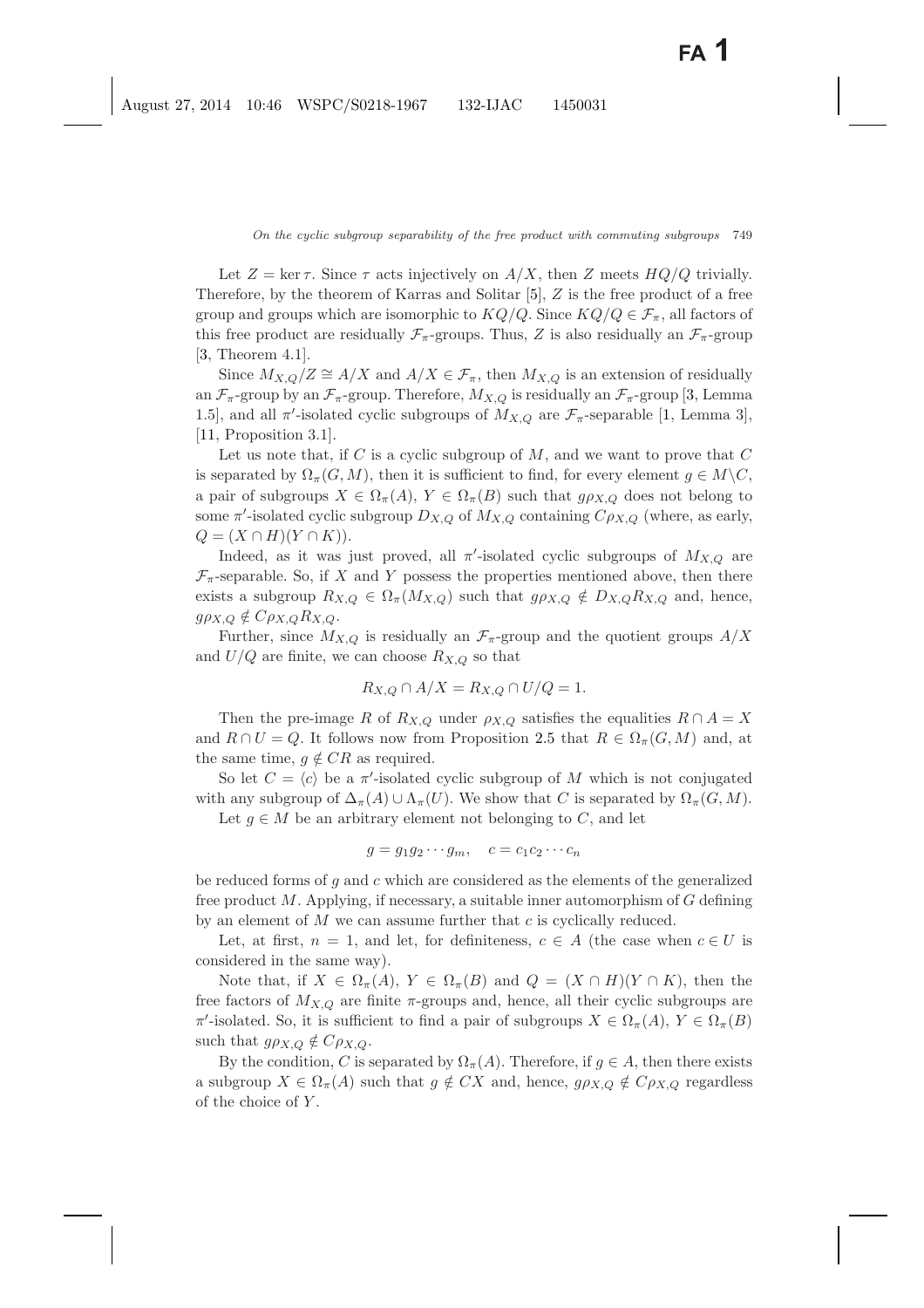Let $Z = \ker \tau$. Since $\tau$ acts injectively on $A/X$, then $Z$ meets $HQ/Q$ trivially. Therefore, by the theorem of Karras and Solitar [5], $Z$ is the free product of a free group and groups which are isomorphic to $KQ/Q$. Since $KQ/Q \in \mathcal{F}_\pi$, all factors of this free product are residually $\mathcal{F}_\pi$-groups. Thus, $Z$ is also residually an $\mathcal{F}_\pi$-group [3, Theorem 4.1].

Since $M_{X,Q}/Z \cong A/X$ and $A/X \in \mathcal{F}_\pi$, then $M_{X,Q}$ is an extension of residually an $\mathcal{F}_\pi$-group by an $\mathcal{F}_\pi$-group. Therefore, $M_{X,Q}$ is residually an $\mathcal{F}_\pi$-group [3, Lemma 1.5], and all $\pi'$-isolated cyclic subgroups of $M_{X,Q}$ are $\mathcal{F}_\pi$-separable [1, Lemma 3], [11, Proposition 3.1].

Let us note that, if $C$ is a cyclic subgroup of $M$, and we want to prove that $C$ is separated by $\Omega_\pi(G, M)$, then it is sufficient to find, for every element $g \in M \backslash C$, a pair of subgroups $X \in \Omega_\pi(A)$, $Y \in \Omega_\pi(B)$ such that $g\rho_{X,Q}$ does not belong to some $\pi'$-isolated cyclic subgroup $D_{X,Q}$ of $M_{X,Q}$ containing $C\rho_{X,Q}$ (where, as early, $Q = (X \cap H)(Y \cap K)$).

Indeed, as it was just proved, all $\pi'$-isolated cyclic subgroups of $M_{X,Q}$ are $\mathcal{F}_\pi$-separable. So, if $X$ and $Y$ possess the properties mentioned above, then there exists a subgroup $R_{X,Q} \in \Omega_\pi(M_{X,Q})$ such that $g\rho_{X,Q} \notin D_{X,Q}R_{X,Q}$ and, hence, $g\rho_{X,Q} \notin C\rho_{X,Q}R_{X,Q}$.

Further, since $M_{X,Q}$ is residually an $\mathcal{F}_\pi$-group and the quotient groups $A/X$ and $U/Q$ are finite, we can choose $R_{X,Q}$ so that

$$R_{X,Q} \cap A/X = R_{X,Q} \cap U/Q = 1.$$

Then the pre-image $R$ of $R_{X,Q}$ under $\rho_{X,Q}$ satisfies the equalities $R \cap A = X$ and $R \cap U = Q$. It follows now from Proposition 2.5 that $R \in \Omega_\pi(G, M)$ and, at the same time, $g \notin CR$ as required.

So let $C = \langle c \rangle$ be a $\pi'$-isolated cyclic subgroup of $M$ which is not conjugated with any subgroup of $\Delta_\pi(A) \cup \Lambda_\pi(U)$. We show that $C$ is separated by $\Omega_\pi(G, M)$.

Let $g \in M$ be an arbitrary element not belonging to $C$, and let

$$g = g_1 g_2 \cdots g_m, \quad c = c_1 c_2 \cdots c_n$$

be reduced forms of $g$ and $c$ which are considered as the elements of the generalized free product $M$. Applying, if necessary, a suitable inner automorphism of $G$ defining by an element of $M$ we can assume further that $c$ is cyclically reduced.

Let, at first, $n = 1$, and let, for definiteness, $c \in A$ (the case when $c \in U$ is considered in the same way).

Note that, if $X \in \Omega_\pi(A)$, $Y \in \Omega_\pi(B)$ and $Q = (X \cap H)(Y \cap K)$, then the free factors of $M_{X,Q}$ are finite $\pi$-groups and, hence, all their cyclic subgroups are $\pi'$-isolated. So, it is sufficient to find a pair of subgroups $X \in \Omega_\pi(A)$, $Y \in \Omega_\pi(B)$ such that $g\rho_{X,Q} \notin C\rho_{X,Q}$.

By the condition, $C$ is separated by $\Omega_\pi(A)$. Therefore, if $g \in A$, then there exists a subgroup $X \in \Omega_\pi(A)$ such that $g \notin CX$ and, hence, $g\rho_{X,Q} \notin C\rho_{X,Q}$ regardless of the choice of $Y$.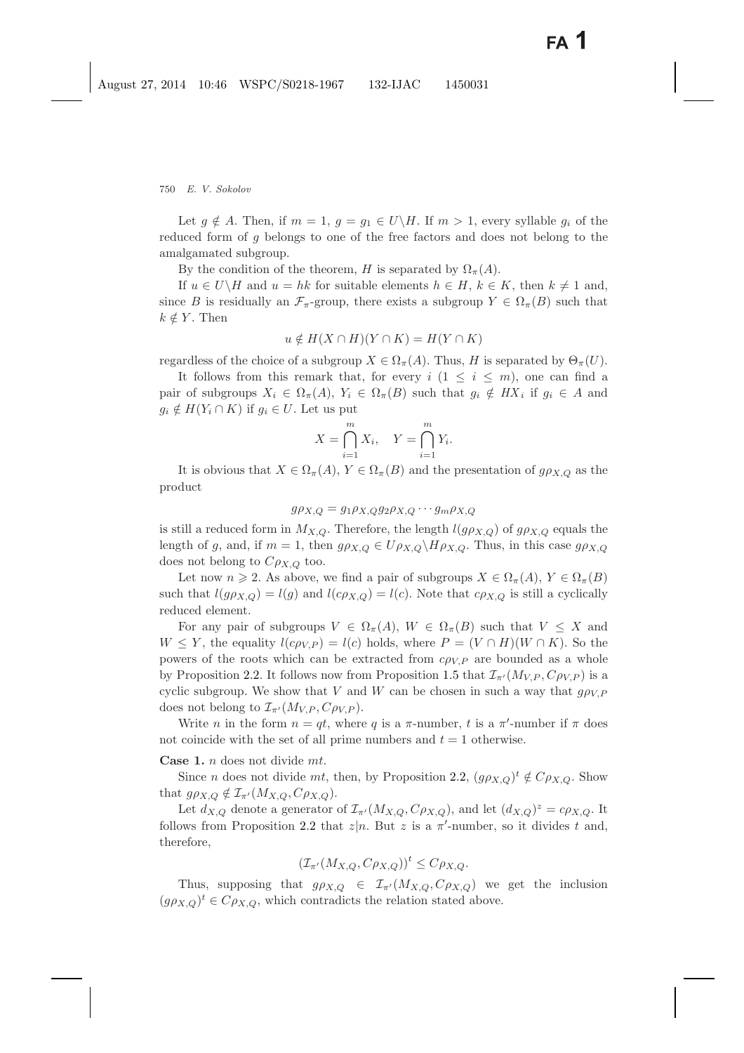Let $g \notin A$. Then, if $m = 1$, $g = g_1 \in U\backslash H$. If $m > 1$, every syllable $g_i$ of the reduced form of $g$ belongs to one of the free factors and does not belong to the amalgamated subgroup.

By the condition of the theorem, $H$ is separated by $\Omega_\pi(A)$.

If $u \in U\backslash H$ and $u = hk$ for suitable elements $h \in H$, $k \in K$, then $k \neq 1$ and, since $B$ is residually an $\mathcal{F}_\pi$-group, there exists a subgroup $Y \in \Omega_\pi(B)$ such that $k \notin Y$. Then

$$u \notin H(X \cap H)(Y \cap K) = H(Y \cap K)$$

regardless of the choice of a subgroup $X \in \Omega_\pi(A)$. Thus, $H$ is separated by $\Theta_\pi(U)$.

It follows from this remark that, for every $i$ $(1 \leq i \leq m)$, one can find a pair of subgroups $X_i \in \Omega_\pi(A)$, $Y_i \in \Omega_\pi(B)$ such that $g_i \notin HX_i$ if $g_i \in A$ and $g_i \notin H(Y_i \cap K)$ if $g_i \in U$. Let us put

$$X = \bigcap_{i=1}^{m} X_i, \quad Y = \bigcap_{i=1}^{m} Y_i.$$

It is obvious that $X \in \Omega_\pi(A)$, $Y \in \Omega_\pi(B)$ and the presentation of $g\rho_{X,Q}$ as the product

$$g\rho_{X,Q} = g_1\rho_{X,Q}g_2\rho_{X,Q}\cdots g_m\rho_{X,Q}$$

is still a reduced form in $M_{X,Q}$. Therefore, the length $l(g\rho_{X,Q})$ of $g\rho_{X,Q}$ equals the length of $g$, and, if $m = 1$, then $g\rho_{X,Q} \in U\rho_{X,Q}\backslash H\rho_{X,Q}$. Thus, in this case $g\rho_{X,Q}$ does not belong to $C\rho_{X,Q}$ too.

Let now $n \geqslant 2$. As above, we find a pair of subgroups $X \in \Omega_\pi(A)$, $Y \in \Omega_\pi(B)$ such that $l(g\rho_{X,Q}) = l(g)$ and $l(c\rho_{X,Q}) = l(c)$. Note that $c\rho_{X,Q}$ is still a cyclically reduced element.

For any pair of subgroups $V \in \Omega_\pi(A)$, $W \in \Omega_\pi(B)$ such that $V \leq X$ and $W \leq Y$, the equality $l(c\rho_{V,P}) = l(c)$ holds, where $P = (V \cap H)(W \cap K)$. So the powers of the roots which can be extracted from $c\rho_{V,P}$ are bounded as a whole by Proposition 2.2. It follows now from Proposition 1.5 that $\mathcal{I}_{\pi'}(M_{V,P}, C\rho_{V,P})$ is a cyclic subgroup. We show that $V$ and $W$ can be chosen in such a way that $g\rho_{V,P}$ does not belong to $\mathcal{I}_{\pi'}(M_{V,P}, C\rho_{V,P})$.

Write $n$ in the form $n = qt$, where $q$ is a $\pi$-number, $t$ is a $\pi'$-number if $\pi$ does not coincide with the set of all prime numbers and $t = 1$ otherwise.

**Case 1.** $n$ does not divide $mt$.

Since $n$ does not divide $mt$, then, by Proposition 2.2, $(g\rho_{X,Q})^t \notin C\rho_{X,Q}$. Show that $g\rho_{X,Q} \notin \mathcal{I}_{\pi'}(M_{X,Q}, C\rho_{X,Q})$.

Let $d_{X,Q}$ denote a generator of $\mathcal{I}_{\pi'}(M_{X,Q}, C\rho_{X,Q})$, and let $(d_{X,Q})^z = c\rho_{X,Q}$. It follows from Proposition 2.2 that $z|n$. But $z$ is a $\pi'$-number, so it divides $t$ and, therefore,

$$(\mathcal{I}_{\pi'}(M_{X,Q}, C\rho_{X,Q}))^t \leq C\rho_{X,Q}.$$

Thus, supposing that $g\rho_{X,Q} \in \mathcal{I}_{\pi'}(M_{X,Q}, C\rho_{X,Q})$ we get the inclusion $(g\rho_{X,Q})^t \in C\rho_{X,Q}$, which contradicts the relation stated above.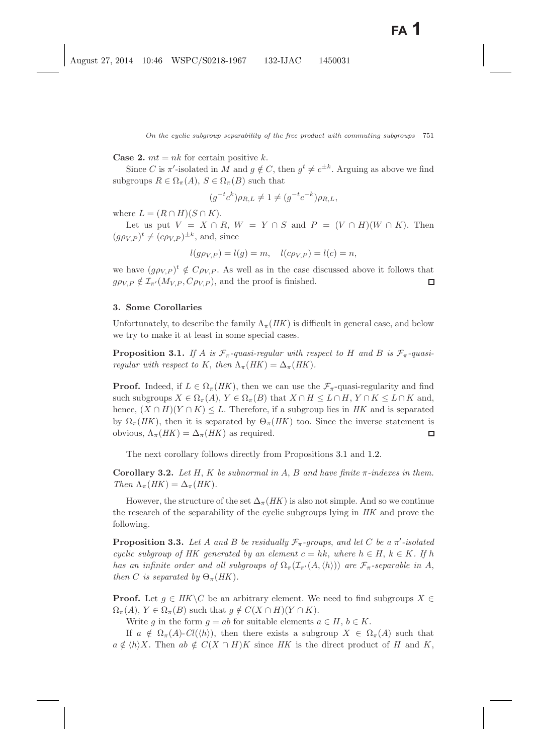**Case 2.** $mt = nk$ for certain positive $k$.

Since $C$ is $\pi'$-isolated in $M$ and $g \notin C$, then $g^t \neq c^{\pm k}$. Arguing as above we find subgroups $R \in \Omega_\pi(A)$, $S \in \Omega_\pi(B)$ such that

$$(g^{-t}c^k)\rho_{R,L} \neq 1 \neq (g^{-t}c^{-k})\rho_{R,L},$$

where $L = (R \cap H)(S \cap K)$.

Let us put $V = X \cap R$, $W = Y \cap S$ and $P = (V \cap H)(W \cap K)$. Then $(g\rho_{V,P})^t \neq (c\rho_{V,P})^{\pm k}$, and, since

$$l(g\rho_{V,P}) = l(g) = m, \quad l(c\rho_{V,P}) = l(c) = n,$$

we have $(g\rho_{V,P})^t \notin C\rho_{V,P}$. As well as in the case discussed above it follows that $g\rho_{V,P} \notin \mathcal{I}_{\pi'}(M_{V,P}, C\rho_{V,P})$, and the proof is finished. $\square$

## 3. Some Corollaries

Unfortunately, to describe the family $\Lambda_\pi(HK)$ is difficult in general case, and below we try to make it at least in some special cases.

**Proposition 3.1.** *If $A$ is $\mathcal{F}_\pi$-quasi-regular with respect to $H$ and $B$ is $\mathcal{F}_\pi$-quasi-regular with respect to $K$, then $\Lambda_\pi(HK) = \Delta_\pi(HK)$.*

**Proof.** Indeed, if $L \in \Omega_\pi(HK)$, then we can use the $\mathcal{F}_\pi$-quasi-regularity and find such subgroups $X \in \Omega_\pi(A)$, $Y \in \Omega_\pi(B)$ that $X \cap H \leq L \cap H$, $Y \cap K \leq L \cap K$ and, hence, $(X \cap H)(Y \cap K) \leq L$. Therefore, if a subgroup lies in $HK$ and is separated by $\Omega_\pi(HK)$, then it is separated by $\Theta_\pi(HK)$ too. Since the inverse statement is obvious, $\Lambda_\pi(HK) = \Delta_\pi(HK)$ as required. $\square$

The next corollary follows directly from Propositions 3.1 and 1.2.

**Corollary 3.2.** *Let $H$, $K$ be subnormal in $A$, $B$ and have finite $\pi$-indexes in them. Then $\Lambda_\pi(HK) = \Delta_\pi(HK)$.*

However, the structure of the set $\Delta_\pi(HK)$ is also not simple. And so we continue the research of the separability of the cyclic subgroups lying in $HK$ and prove the following.

**Proposition 3.3.** *Let $A$ and $B$ be residually $\mathcal{F}_\pi$-groups, and let $C$ be a $\pi'$-isolated cyclic subgroup of $HK$ generated by an element $c = hk$, where $h \in H$, $k \in K$. If $h$ has an infinite order and all subgroups of $\Omega_\pi(\mathcal{I}_{\pi'}(A, \langle h \rangle))$ are $\mathcal{F}_\pi$-separable in $A$, then $C$ is separated by $\Theta_\pi(HK)$.*

**Proof.** Let $g \in HK \backslash C$ be an arbitrary element. We need to find subgroups $X \in \Omega_\pi(A)$, $Y \in \Omega_\pi(B)$ such that $g \notin C(X \cap H)(Y \cap K)$.

Write $g$ in the form $g = ab$ for suitable elements $a \in H$, $b \in K$.

If $a \notin \Omega_\pi(A)$-$Cl(\langle h \rangle)$, then there exists a subgroup $X \in \Omega_\pi(A)$ such that $a \notin \langle h \rangle X$. Then $ab \notin C(X \cap H)K$ since $HK$ is the direct product of $H$ and $K$,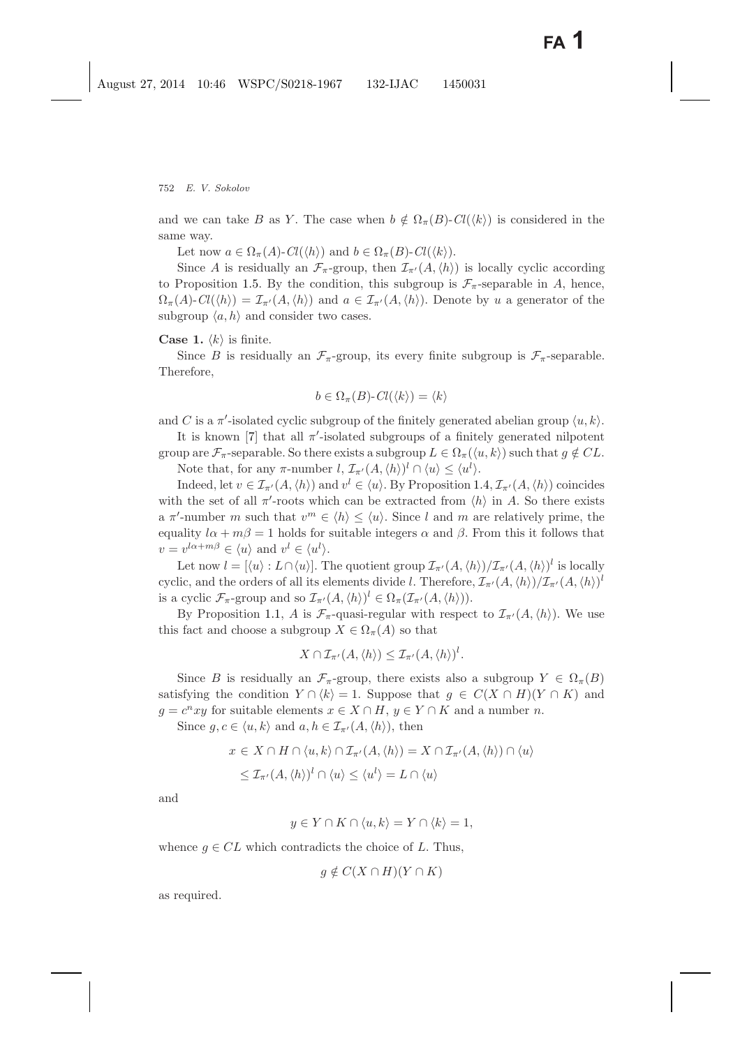and we can take $B$ as $Y$. The case when $b \notin \Omega_\pi(B)\text{-}Cl(\langle k\rangle)$ is considered in the same way.

Let now $a \in \Omega_\pi(A)\text{-}Cl(\langle h\rangle)$ and $b \in \Omega_\pi(B)\text{-}Cl(\langle k\rangle)$.

Since $A$ is residually an $\mathcal{F}_\pi$-group, then $\mathcal{I}_{\pi'}(A, \langle h\rangle)$ is locally cyclic according to Proposition 1.5. By the condition, this subgroup is $\mathcal{F}_\pi$-separable in $A$, hence, $\Omega_\pi(A)\text{-}Cl(\langle h\rangle) = \mathcal{I}_{\pi'}(A, \langle h\rangle)$ and $a \in \mathcal{I}_{\pi'}(A, \langle h\rangle)$. Denote by $u$ a generator of the subgroup $\langle a, h\rangle$ and consider two cases.

**Case 1.** $\langle k\rangle$ is finite.

Since $B$ is residually an $\mathcal{F}_\pi$-group, its every finite subgroup is $\mathcal{F}_\pi$-separable. Therefore,

$$b \in \Omega_\pi(B)\text{-}Cl(\langle k\rangle) = \langle k\rangle$$

and $C$ is a $\pi'$-isolated cyclic subgroup of the finitely generated abelian group $\langle u, k\rangle$.

It is known [7] that all $\pi'$-isolated subgroups of a finitely generated nilpotent group are $\mathcal{F}_\pi$-separable. So there exists a subgroup $L \in \Omega_\pi(\langle u, k\rangle)$ such that $g \notin CL$.

Note that, for any $\pi$-number $l$, $\mathcal{I}_{\pi'}(A, \langle h\rangle)^l \cap \langle u\rangle \leq \langle u^l\rangle$.

Indeed, let $v \in \mathcal{I}_{\pi'}(A, \langle h\rangle)$ and $v^l \in \langle u\rangle$. By Proposition 1.4, $\mathcal{I}_{\pi'}(A, \langle h\rangle)$ coincides with the set of all $\pi'$-roots which can be extracted from $\langle h\rangle$ in $A$. So there exists a $\pi'$-number $m$ such that $v^m \in \langle h\rangle \leq \langle u\rangle$. Since $l$ and $m$ are relatively prime, the equality $l\alpha + m\beta = 1$ holds for suitable integers $\alpha$ and $\beta$. From this it follows that $v = v^{l\alpha+m\beta} \in \langle u\rangle$ and $v^l \in \langle u^l\rangle$.

Let now $l = [\langle u\rangle : L \cap \langle u\rangle]$. The quotient group $\mathcal{I}_{\pi'}(A, \langle h\rangle)/\mathcal{I}_{\pi'}(A, \langle h\rangle)^l$ is locally cyclic, and the orders of all its elements divide $l$. Therefore, $\mathcal{I}_{\pi'}(A, \langle h\rangle)/\mathcal{I}_{\pi'}(A, \langle h\rangle)^l$ is a cyclic $\mathcal{F}_\pi$-group and so $\mathcal{I}_{\pi'}(A, \langle h\rangle)^l \in \Omega_\pi(\mathcal{I}_{\pi'}(A, \langle h\rangle))$.

By Proposition 1.1, $A$ is $\mathcal{F}_\pi$-quasi-regular with respect to $\mathcal{I}_{\pi'}(A, \langle h\rangle)$. We use this fact and choose a subgroup $X \in \Omega_\pi(A)$ so that

$$X \cap \mathcal{I}_{\pi'}(A, \langle h\rangle) \leq \mathcal{I}_{\pi'}(A, \langle h\rangle)^l.$$

Since $B$ is residually an $\mathcal{F}_\pi$-group, there exists also a subgroup $Y \in \Omega_\pi(B)$ satisfying the condition $Y \cap \langle k\rangle = 1$. Suppose that $g \in C(X \cap H)(Y \cap K)$ and $g = c^n xy$ for suitable elements $x \in X \cap H$, $y \in Y \cap K$ and a number $n$.

Since $g, c \in \langle u, k\rangle$ and $a, h \in \mathcal{I}_{\pi'}(A, \langle h\rangle)$, then

$$\begin{aligned} x \in X \cap H \cap \langle u, k\rangle \cap \mathcal{I}_{\pi'}(A, \langle h\rangle) &= X \cap \mathcal{I}_{\pi'}(A, \langle h\rangle) \cap \langle u\rangle \\ &\leq \mathcal{I}_{\pi'}(A, \langle h\rangle)^l \cap \langle u\rangle \leq \langle u^l\rangle = L \cap \langle u\rangle \end{aligned}$$

and

$$y \in Y \cap K \cap \langle u, k\rangle = Y \cap \langle k\rangle = 1,$$

whence $g \in CL$ which contradicts the choice of $L$. Thus,

$$g \notin C(X \cap H)(Y \cap K)$$

as required.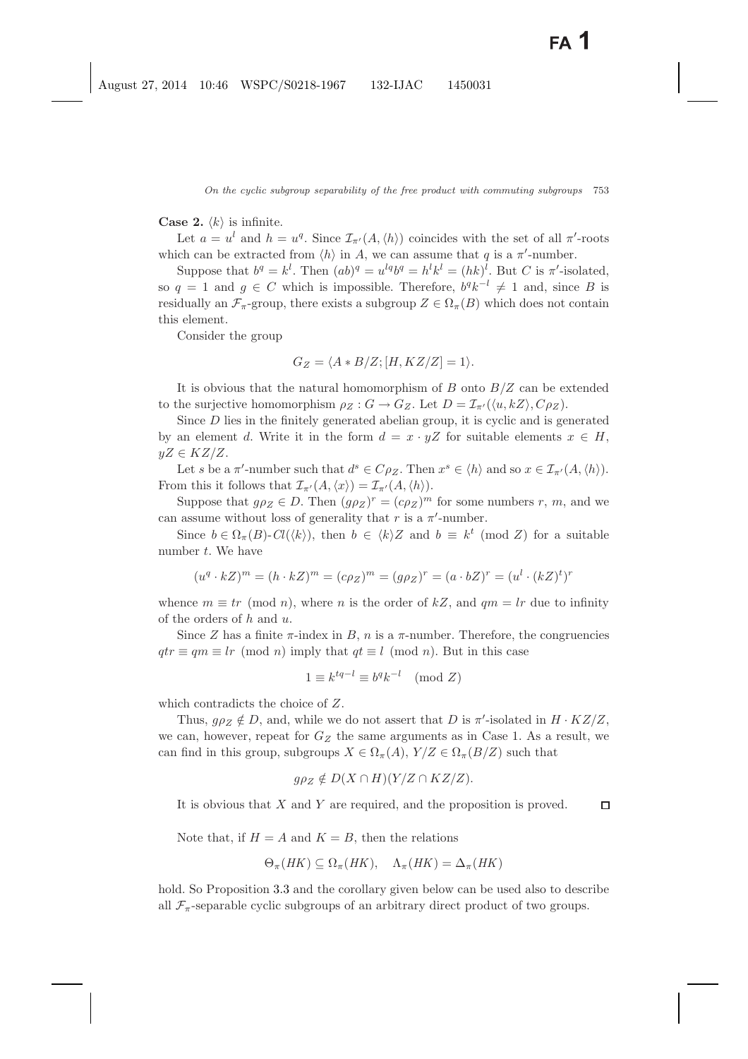**Case 2.** $\langle k \rangle$ is infinite.

Let $a = u^l$ and $h = u^q$. Since $\mathcal{I}_{\pi'}(A, \langle h \rangle)$ coincides with the set of all $\pi'$-roots which can be extracted from $\langle h \rangle$ in $A$, we can assume that $q$ is a $\pi'$-number.

Suppose that $b^q = k^l$. Then $(ab)^q = u^{lq}b^q = h^l k^l = (hk)^l$. But $C$ is $\pi'$-isolated, so $q = 1$ and $g \in C$ which is impossible. Therefore, $b^q k^{-l} \neq 1$ and, since $B$ is residually an $\mathcal{F}_\pi$-group, there exists a subgroup $Z \in \Omega_\pi(B)$ which does not contain this element.

Consider the group

$$G_Z = \langle A * B/Z; [H, KZ/Z] = 1 \rangle.$$

It is obvious that the natural homomorphism of $B$ onto $B/Z$ can be extended to the surjective homomorphism $\rho_Z : G \to G_Z$. Let $D = \mathcal{I}_{\pi'}(\langle u, kZ \rangle, C\rho_Z)$.

Since $D$ lies in the finitely generated abelian group, it is cyclic and is generated by an element $d$. Write it in the form $d = x \cdot yZ$ for suitable elements $x \in H$, $yZ \in KZ/Z$.

Let $s$ be a $\pi'$-number such that $d^s \in C\rho_Z$. Then $x^s \in \langle h \rangle$ and so $x \in \mathcal{I}_{\pi'}(A, \langle h \rangle)$. From this it follows that $\mathcal{I}_{\pi'}(A, \langle x \rangle) = \mathcal{I}_{\pi'}(A, \langle h \rangle)$.

Suppose that $g\rho_Z \in D$. Then $(g\rho_Z)^r = (c\rho_Z)^m$ for some numbers $r$, $m$, and we can assume without loss of generality that $r$ is a $\pi'$-number.

Since $b \in \Omega_\pi(B)$-$Cl(\langle k \rangle)$, then $b \in \langle k \rangle Z$ and $b \equiv k^t \pmod{Z}$ for a suitable number $t$. We have

$$(u^q \cdot kZ)^m = (h \cdot kZ)^m = (c\rho_Z)^m = (g\rho_Z)^r = (a \cdot bZ)^r = (u^l \cdot (kZ)^t)^r$$

whence $m \equiv tr \pmod{n}$, where $n$ is the order of $kZ$, and $qm = lr$ due to infinity of the orders of $h$ and $u$.

Since $Z$ has a finite $\pi$-index in $B$, $n$ is a $\pi$-number. Therefore, the congruencies $qtr \equiv qm \equiv lr \pmod{n}$ imply that $qt \equiv l \pmod{n}$. But in this case

$$1 \equiv k^{tq-l} \equiv b^q k^{-l} \pmod{Z}$$

which contradicts the choice of $Z$.

Thus, $g\rho_Z \notin D$, and, while we do not assert that $D$ is $\pi'$-isolated in $H \cdot KZ/Z$, we can, however, repeat for $G_Z$ the same arguments as in Case 1. As a result, we can find in this group, subgroups $X \in \Omega_\pi(A)$, $Y/Z \in \Omega_\pi(B/Z)$ such that

$$g\rho_Z \notin D(X \cap H)(Y/Z \cap KZ/Z).$$

It is obvious that $X$ and $Y$ are required, and the proposition is proved. ◻

Note that, if $H = A$ and $K = B$, then the relations

$$\Theta_\pi(HK) \subseteq \Omega_\pi(HK), \quad \Lambda_\pi(HK) = \Delta_\pi(HK)$$

hold. So Proposition 3.3 and the corollary given below can be used also to describe all $\mathcal{F}_\pi$-separable cyclic subgroups of an arbitrary direct product of two groups.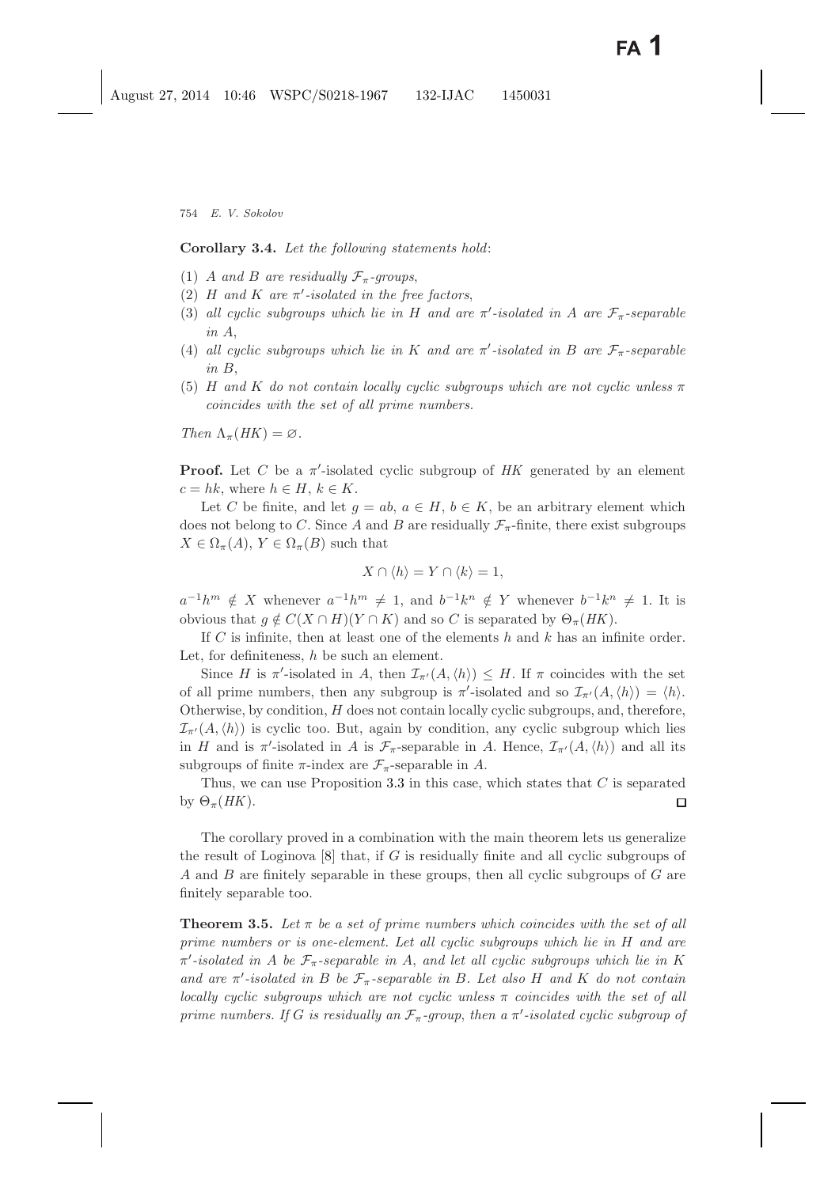**Corollary 3.4.** *Let the following statements hold*:

1. *$A$ and $B$ are residually $\mathcal{F}_\pi$-groups*,
2. *$H$ and $K$ are $\pi'$-isolated in the free factors*,
3. *all cyclic subgroups which lie in $H$ and are $\pi'$-isolated in $A$ are $\mathcal{F}_\pi$-separable in $A$*,
4. *all cyclic subgroups which lie in $K$ and are $\pi'$-isolated in $B$ are $\mathcal{F}_\pi$-separable in $B$*,
5. *$H$ and $K$ do not contain locally cyclic subgroups which are not cyclic unless $\pi$ coincides with the set of all prime numbers.*

*Then $\Lambda_\pi(HK) = \varnothing$.*

**Proof.** Let $C$ be a $\pi'$-isolated cyclic subgroup of $HK$ generated by an element $c = hk$, where $h \in H$, $k \in K$.

Let $C$ be finite, and let $g = ab$, $a \in H$, $b \in K$, be an arbitrary element which does not belong to $C$. Since $A$ and $B$ are residually $\mathcal{F}_\pi$-finite, there exist subgroups $X \in \Omega_\pi(A)$, $Y \in \Omega_\pi(B)$ such that

$$X \cap \langle h \rangle = Y \cap \langle k \rangle = 1,$$

$a^{-1}h^m \notin X$ whenever $a^{-1}h^m \neq 1$, and $b^{-1}k^n \notin Y$ whenever $b^{-1}k^n \neq 1$. It is obvious that $g \notin C(X \cap H)(Y \cap K)$ and so $C$ is separated by $\Theta_\pi(HK)$.

If $C$ is infinite, then at least one of the elements $h$ and $k$ has an infinite order. Let, for definiteness, $h$ be such an element.

Since $H$ is $\pi'$-isolated in $A$, then $\mathcal{I}_{\pi'}(A, \langle h \rangle) \leq H$. If $\pi$ coincides with the set of all prime numbers, then any subgroup is $\pi'$-isolated and so $\mathcal{I}_{\pi'}(A, \langle h \rangle) = \langle h \rangle$. Otherwise, by condition, $H$ does not contain locally cyclic subgroups, and, therefore, $\mathcal{I}_{\pi'}(A, \langle h \rangle)$ is cyclic too. But, again by condition, any cyclic subgroup which lies in $H$ and is $\pi'$-isolated in $A$ is $\mathcal{F}_\pi$-separable in $A$. Hence, $\mathcal{I}_{\pi'}(A, \langle h \rangle)$ and all its subgroups of finite $\pi$-index are $\mathcal{F}_\pi$-separable in $A$.

Thus, we can use Proposition 3.3 in this case, which states that $C$ is separated by $\Theta_\pi(HK)$. □

The corollary proved in a combination with the main theorem lets us generalize the result of Loginova [8] that, if $G$ is residually finite and all cyclic subgroups of $A$ and $B$ are finitely separable in these groups, then all cyclic subgroups of $G$ are finitely separable too.

**Theorem 3.5.** *Let $\pi$ be a set of prime numbers which coincides with the set of all prime numbers or is one-element. Let all cyclic subgroups which lie in $H$ and are $\pi'$-isolated in $A$ be $\mathcal{F}_\pi$-separable in $A$, and let all cyclic subgroups which lie in $K$ and are $\pi'$-isolated in $B$ be $\mathcal{F}_\pi$-separable in $B$. Let also $H$ and $K$ do not contain locally cyclic subgroups which are not cyclic unless $\pi$ coincides with the set of all prime numbers. If $G$ is residually an $\mathcal{F}_\pi$-group, then a $\pi'$-isolated cyclic subgroup of*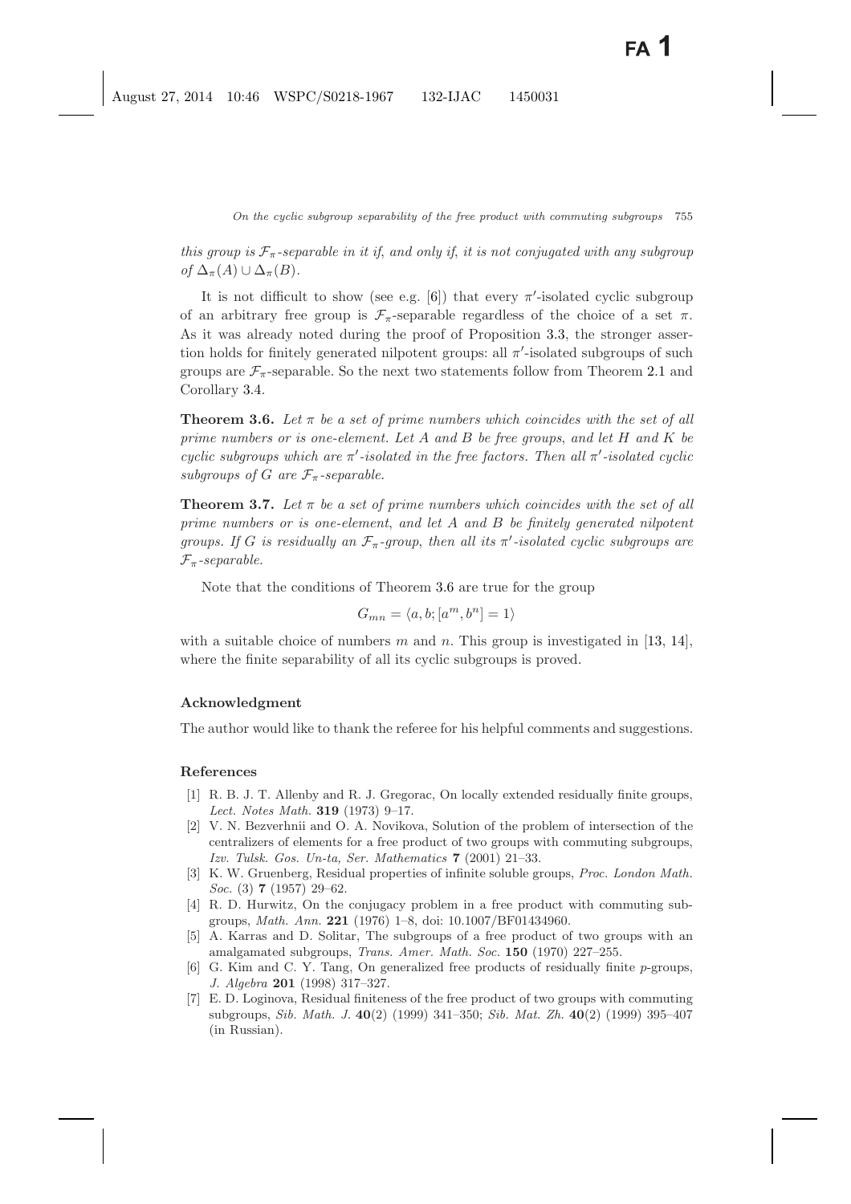*this group is $\mathcal{F}_\pi$-separable in it if, and only if, it is not conjugated with any subgroup of $\Delta_\pi(A) \cup \Delta_\pi(B)$.*

It is not difficult to show (see e.g. [6]) that every $\pi'$-isolated cyclic subgroup of an arbitrary free group is $\mathcal{F}_\pi$-separable regardless of the choice of a set $\pi$. As it was already noted during the proof of Proposition 3.3, the stronger assertion holds for finitely generated nilpotent groups: all $\pi'$-isolated subgroups of such groups are $\mathcal{F}_\pi$-separable. So the next two statements follow from Theorem 2.1 and Corollary 3.4.

**Theorem 3.6.** *Let $\pi$ be a set of prime numbers which coincides with the set of all prime numbers or is one-element. Let $A$ and $B$ be free groups, and let $H$ and $K$ be cyclic subgroups which are $\pi'$-isolated in the free factors. Then all $\pi'$-isolated cyclic subgroups of $G$ are $\mathcal{F}_\pi$-separable.*

**Theorem 3.7.** *Let $\pi$ be a set of prime numbers which coincides with the set of all prime numbers or is one-element, and let $A$ and $B$ be finitely generated nilpotent groups. If $G$ is residually an $\mathcal{F}_\pi$-group, then all its $\pi'$-isolated cyclic subgroups are $\mathcal{F}_\pi$-separable.*

Note that the conditions of Theorem 3.6 are true for the group

$$G_{mn} = \langle a, b; [a^m, b^n] = 1 \rangle$$

with a suitable choice of numbers $m$ and $n$. This group is investigated in [13, 14], where the finite separability of all its cyclic subgroups is proved.

## Acknowledgment

The author would like to thank the referee for his helpful comments and suggestions.

## References

[1] R. B. J. T. Allenby and R. J. Gregorac, On locally extended residually finite groups, *Lect. Notes Math.* **319** (1973) 9–17.

[2] V. N. Bezverhnii and O. A. Novikova, Solution of the problem of intersection of the centralizers of elements for a free product of two groups with commuting subgroups, *Izv. Tulsk. Gos. Un-ta, Ser. Mathematics* **7** (2001) 21–33.

[3] K. W. Gruenberg, Residual properties of infinite soluble groups, *Proc. London Math. Soc.* (3) **7** (1957) 29–62.

[4] R. D. Hurwitz, On the conjugacy problem in a free product with commuting subgroups, *Math. Ann.* **221** (1976) 1–8, doi: 10.1007/BF01434960.

[5] A. Karras and D. Solitar, The subgroups of a free product of two groups with an amalgamated subgroups, *Trans. Amer. Math. Soc.* **150** (1970) 227–255.

[6] G. Kim and C. Y. Tang, On generalized free products of residually finite $p$-groups, *J. Algebra* **201** (1998) 317–327.

[7] E. D. Loginova, Residual finiteness of the free product of two groups with commuting subgroups, *Sib. Math. J.* **40**(2) (1999) 341–350; *Sib. Mat. Zh.* **40**(2) (1999) 395–407 (in Russian).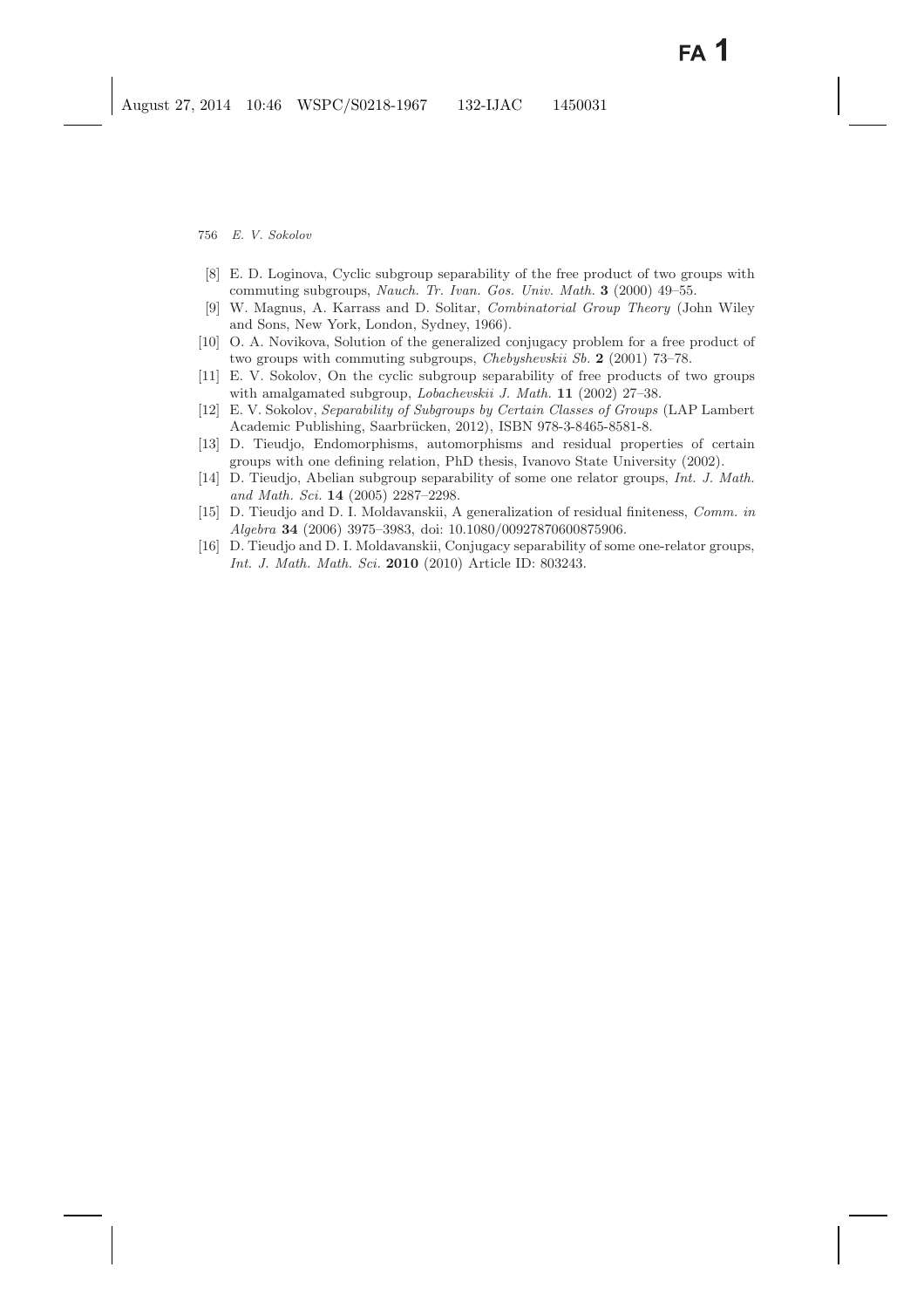[8] E. D. Loginova, Cyclic subgroup separability of the free product of two groups with commuting subgroups, *Nauch. Tr. Ivan. Gos. Univ. Math.* **3** (2000) 49–55.

[9] W. Magnus, A. Karrass and D. Solitar, *Combinatorial Group Theory* (John Wiley and Sons, New York, London, Sydney, 1966).

[10] O. A. Novikova, Solution of the generalized conjugacy problem for a free product of two groups with commuting subgroups, *Chebyshevskii Sb.* **2** (2001) 73–78.

[11] E. V. Sokolov, On the cyclic subgroup separability of free products of two groups with amalgamated subgroup, *Lobachevskii J. Math.* **11** (2002) 27–38.

[12] E. V. Sokolov, *Separability of Subgroups by Certain Classes of Groups* (LAP Lambert Academic Publishing, Saarbrücken, 2012), ISBN 978-3-8465-8581-8.

[13] D. Tieudjo, Endomorphisms, automorphisms and residual properties of certain groups with one defining relation, PhD thesis, Ivanovo State University (2002).

[14] D. Tieudjo, Abelian subgroup separability of some one relator groups, *Int. J. Math. and Math. Sci.* **14** (2005) 2287–2298.

[15] D. Tieudjo and D. I. Moldavanskii, A generalization of residual finiteness, *Comm. in Algebra* **34** (2006) 3975–3983, doi: 10.1080/00927870600875906.

[16] D. Tieudjo and D. I. Moldavanskii, Conjugacy separability of some one-relator groups, *Int. J. Math. Math. Sci.* **2010** (2010) Article ID: 803243.